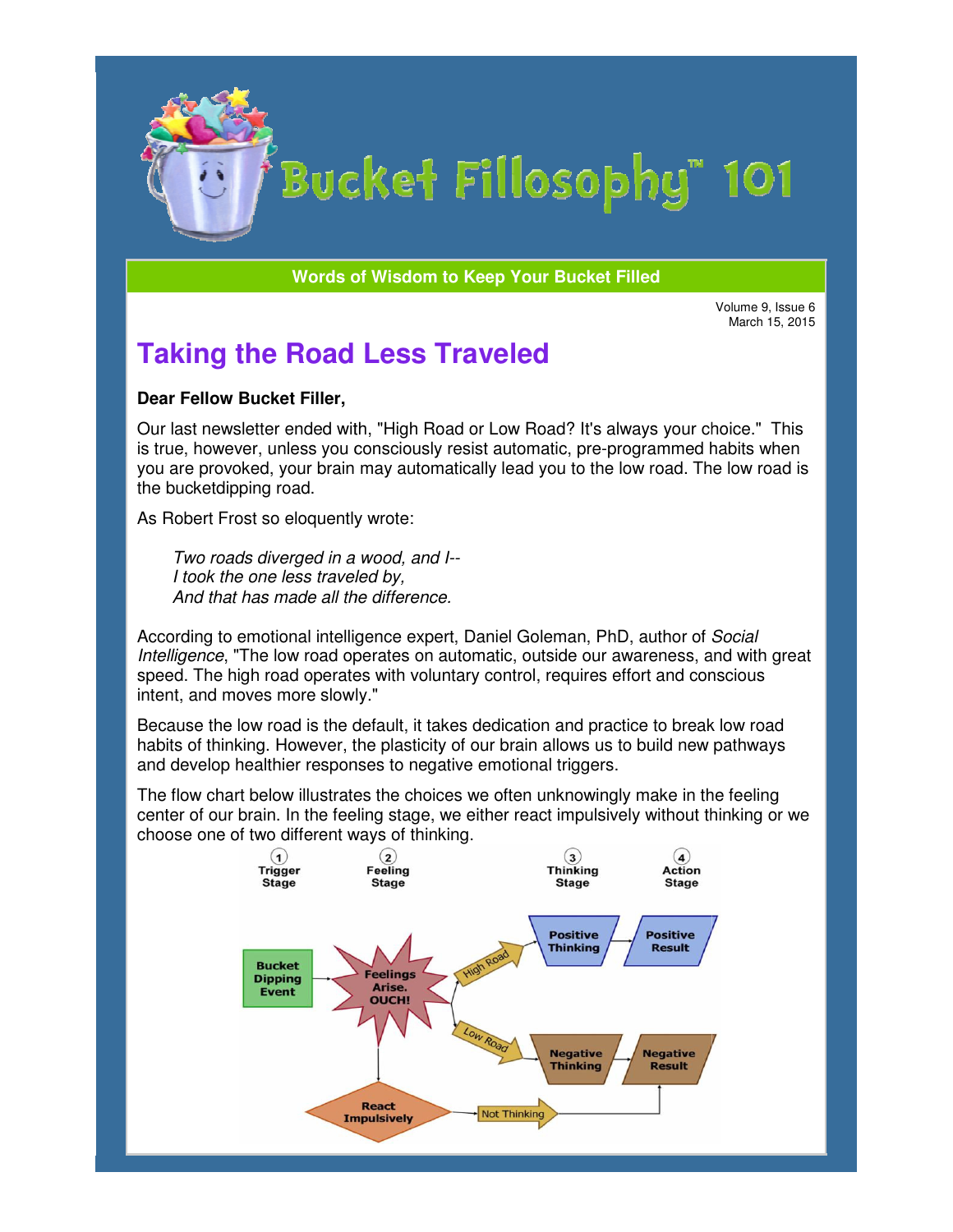# Bucket Fillosophy™ 101

**Words of Wisdom to Keep Your Bucket Filled**

Volume 9, Issue 6
March 15, 2015

## Taking the Road Less Traveled

**Dear Fellow Bucket Filler,**

Our last newsletter ended with, "High Road or Low Road? It's always your choice." This is true, however, unless you consciously resist automatic, pre-programmed habits when you are provoked, your brain may automatically lead you to the low road. The low road is the bucketdipping road.

As Robert Frost so eloquently wrote:

> *Two roads diverged in a wood, and I--*
> *I took the one less traveled by,*
> *And that has made all the difference.*

According to emotional intelligence expert, Daniel Goleman, PhD, author of *Social Intelligence*, "The low road operates on automatic, outside our awareness, and with great speed. The high road operates with voluntary control, requires effort and conscious intent, and moves more slowly."

Because the low road is the default, it takes dedication and practice to break low road habits of thinking. However, the plasticity of our brain allows us to build new pathways and develop healthier responses to negative emotional triggers.

The flow chart below illustrates the choices we often unknowingly make in the feeling center of our brain. In the feeling stage, we either react impulsively without thinking or we choose one of two different ways of thinking.

1. Trigger Stage — Bucket Dipping Event
2. Feeling Stage — Feelings Arise. OUCH!
3. Thinking Stage
4. Action Stage

- Feelings Arise. OUCH! → High Road → Positive Thinking → Positive Result
- Feelings Arise. OUCH! → Low Road → Negative Thinking → Negative Result
- Feelings Arise. OUCH! → React Impulsively → Not Thinking → Negative Result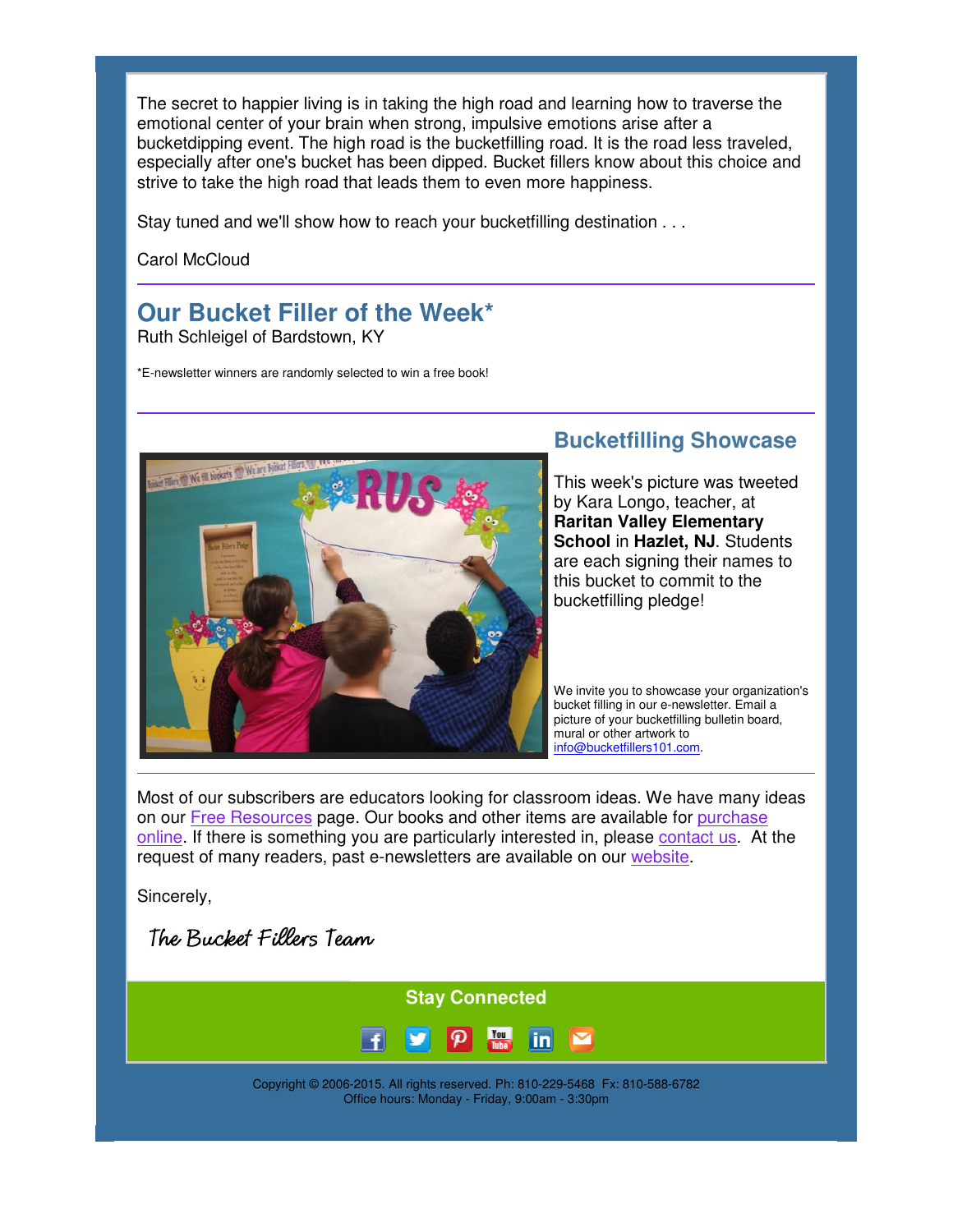The secret to happier living is in taking the high road and learning how to traverse the emotional center of your brain when strong, impulsive emotions arise after a bucketdipping event. The high road is the bucketfilling road. It is the road less traveled, especially after one's bucket has been dipped. Bucket fillers know about this choice and strive to take the high road that leads them to even more happiness.

Stay tuned and we'll show how to reach your bucketfilling destination . . .

Carol McCloud

---

## Our Bucket Filler of the Week*

Ruth Schleigel of Bardstown, KY

*E-newsletter winners are randomly selected to win a free book!

---

## Bucketfilling Showcase

This week's picture was tweeted by Kara Longo, teacher, at **Raritan Valley Elementary School** in **Hazlet, NJ**. Students are each signing their names to this bucket to commit to the bucketfilling pledge!

We invite you to showcase your organization's bucket filling in our e-newsletter. Email a picture of your bucketfilling bulletin board, mural or other artwork to info@bucketfillers101.com.

---

Most of our subscribers are educators looking for classroom ideas. We have many ideas on our Free Resources page. Our books and other items are available for purchase online. If there is something you are particularly interested in, please contact us. At the request of many readers, past e-newsletters are available on our website.

Sincerely,

*The Bucket Fillers Team*

**Stay Connected**

Copyright © 2006-2015. All rights reserved. Ph: 810-229-5468 Fx: 810-588-6782
Office hours: Monday - Friday, 9:00am - 3:30pm